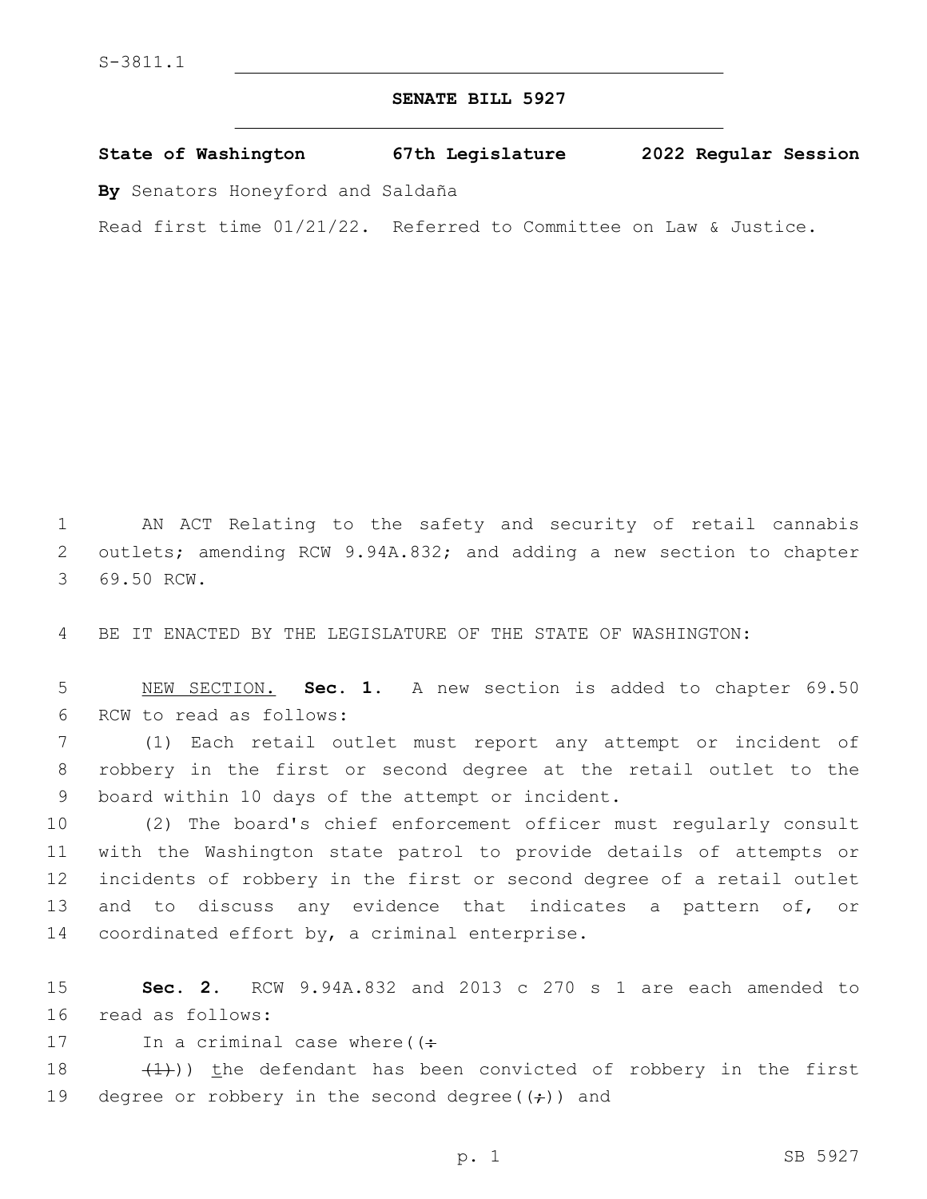S-3811.1

**SENATE BILL 5927**

**State of Washington 67th Legislature 2022 Regular Session**

**By** Senators Honeyford and Saldaña

Read first time 01/21/22. Referred to Committee on Law & Justice.

AN ACT Relating to the safety and security of retail cannabis outlets; amending RCW 9.94A.832; and adding a new section to chapter 69.50 RCW.

BE IT ENACTED BY THE LEGISLATURE OF THE STATE OF WASHINGTON:

NEW SECTION. **Sec. 1.** A new section is added to chapter 69.50 RCW to read as follows:

(1) Each retail outlet must report any attempt or incident of robbery in the first or second degree at the retail outlet to the board within 10 days of the attempt or incident.

(2) The board's chief enforcement officer must regularly consult with the Washington state patrol to provide details of attempts or incidents of robbery in the first or second degree of a retail outlet and to discuss any evidence that indicates a pattern of, or coordinated effort by, a criminal enterprise.

**Sec. 2.** RCW 9.94A.832 and 2013 c 270 s 1 are each amended to read as follows:

In a criminal case where((:

(1))) the defendant has been convicted of robbery in the first degree or robbery in the second degree((;)) and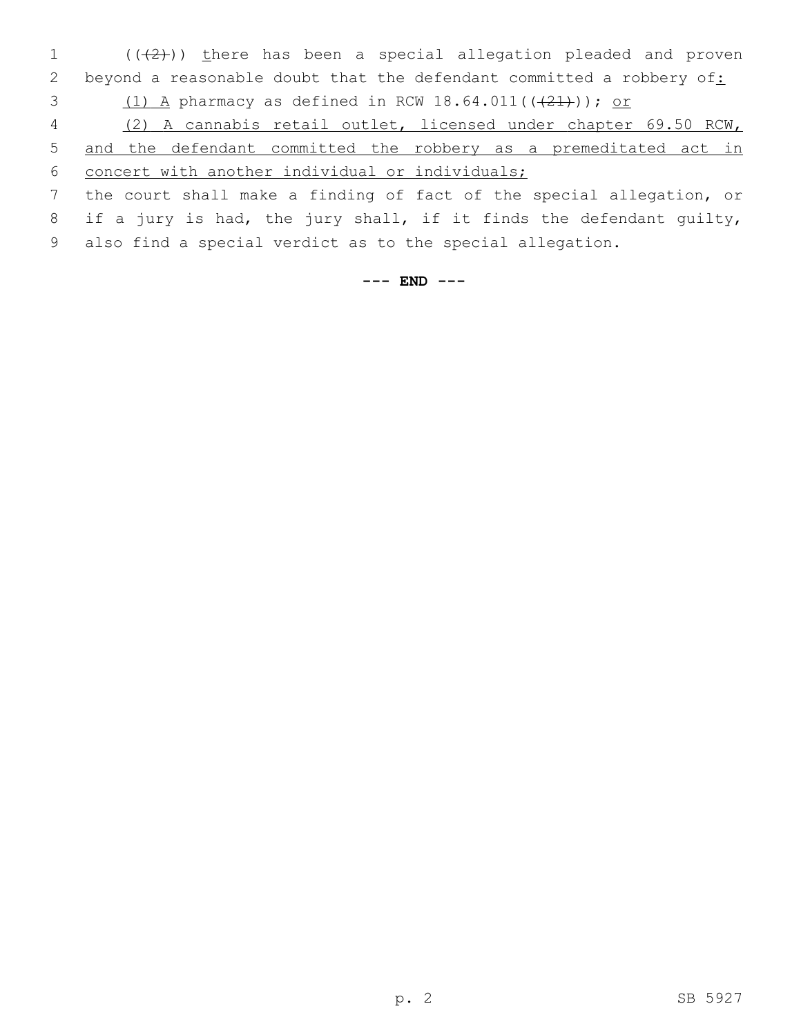((~~(2)~~)) <u>t</u>here has been a special allegation pleaded and proven beyond a reasonable doubt that the defendant committed a robbery of<u>:</u>

<u>(1) A</u> pharmacy as defined in RCW 18.64.011((~~(21)~~)); <u>or</u>

<u>(2) A cannabis retail outlet, licensed under chapter 69.50 RCW, and the defendant committed the robbery as a premeditated act in concert with another individual or individuals;</u>

the court shall make a finding of fact of the special allegation, or if a jury is had, the jury shall, if it finds the defendant guilty, also find a special verdict as to the special allegation.

**--- END ---**